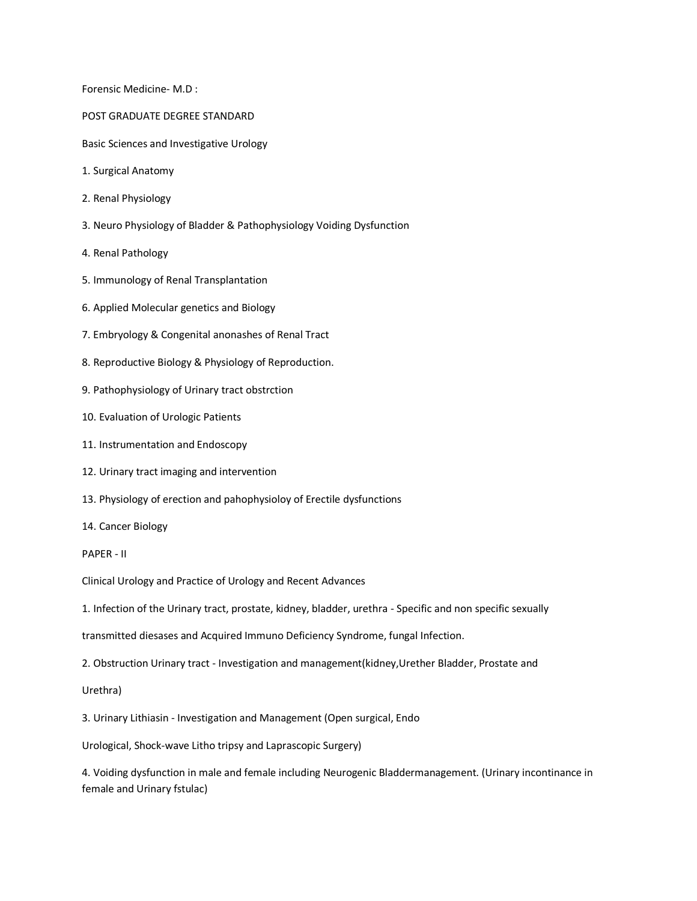Forensic Medicine- M.D :

POST GRADUATE DEGREE STANDARD

Basic Sciences and Investigative Urology

1. Surgical Anatomy
2. Renal Physiology
3. Neuro Physiology of Bladder & Pathophysiology Voiding Dysfunction
4. Renal Pathology
5. Immunology of Renal Transplantation
6. Applied Molecular genetics and Biology
7. Embryology & Congenital anonashes of Renal Tract
8. Reproductive Biology & Physiology of Reproduction.
9. Pathophysiology of Urinary tract obstrction
10. Evaluation of Urologic Patients
11. Instrumentation and Endoscopy
12. Urinary tract imaging and intervention
13. Physiology of erection and pahophysioloy of Erectile dysfunctions
14. Cancer Biology

PAPER - II

Clinical Urology and Practice of Urology and Recent Advances

1. Infection of the Urinary tract, prostate, kidney, bladder, urethra - Specific and non specific sexually transmitted diesases and Acquired Immuno Deficiency Syndrome, fungal Infection.
2. Obstruction Urinary tract - Investigation and management(kidney,Urether Bladder, Prostate and Urethra)
3. Urinary Lithiasin - Investigation and Management (Open surgical, Endo Urological, Shock-wave Litho tripsy and Laprascopic Surgery)
4. Voiding dysfunction in male and female including Neurogenic Bladdermanagement. (Urinary incontinance in female and Urinary fstulac)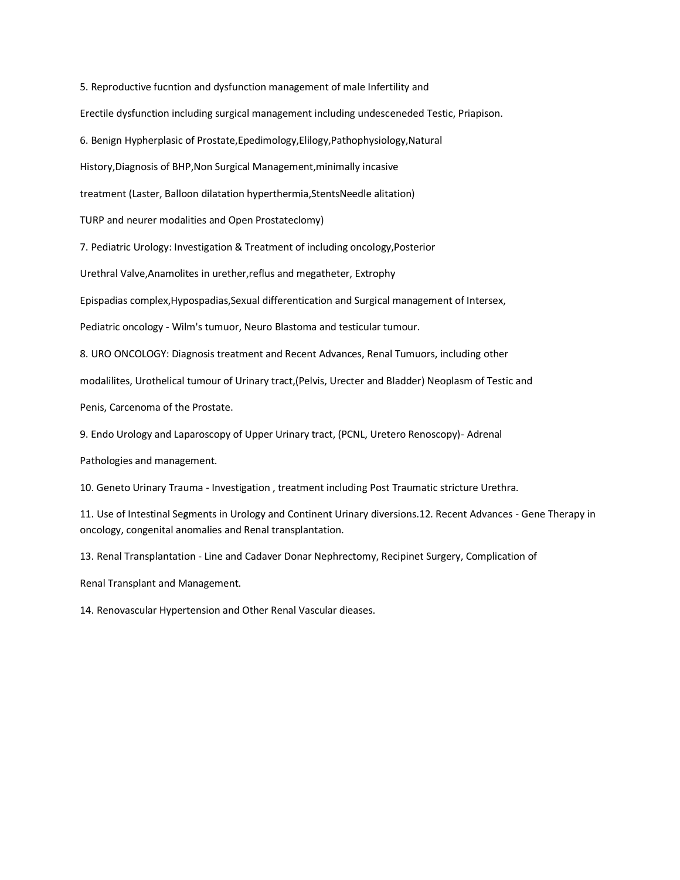5. Reproductive fucntion and dysfunction management of male Infertility and

Erectile dysfunction including surgical management including undesceneded Testic, Priapison.

6. Benign Hypherplasic of Prostate,Epedimology,Elilogy,Pathophysiology,Natural

History,Diagnosis of BHP,Non Surgical Management,minimally incasive

treatment (Laster, Balloon dilatation hyperthermia,StentsNeedle alitation)

TURP and neurer modalities and Open Prostateclomy)

7. Pediatric Urology: Investigation & Treatment of including oncology,Posterior

Urethral Valve,Anamolites in urether,reflus and megatheter, Extrophy

Epispadias complex,Hypospadias,Sexual differentication and Surgical management of Intersex,

Pediatric oncology - Wilm's tumuor, Neuro Blastoma and testicular tumour.

8. URO ONCOLOGY: Diagnosis treatment and Recent Advances, Renal Tumuors, including other

modalilites, Urothelical tumour of Urinary tract,(Pelvis, Urecter and Bladder) Neoplasm of Testic and

Penis, Carcenoma of the Prostate.

9. Endo Urology and Laparoscopy of Upper Urinary tract, (PCNL, Uretero Renoscopy)- Adrenal

Pathologies and management.

10. Geneto Urinary Trauma - Investigation , treatment including Post Traumatic stricture Urethra.

11. Use of Intestinal Segments in Urology and Continent Urinary diversions.12. Recent Advances - Gene Therapy in oncology, congenital anomalies and Renal transplantation.

13. Renal Transplantation - Line and Cadaver Donar Nephrectomy, Recipinet Surgery, Complication of

Renal Transplant and Management.

14. Renovascular Hypertension and Other Renal Vascular dieases.